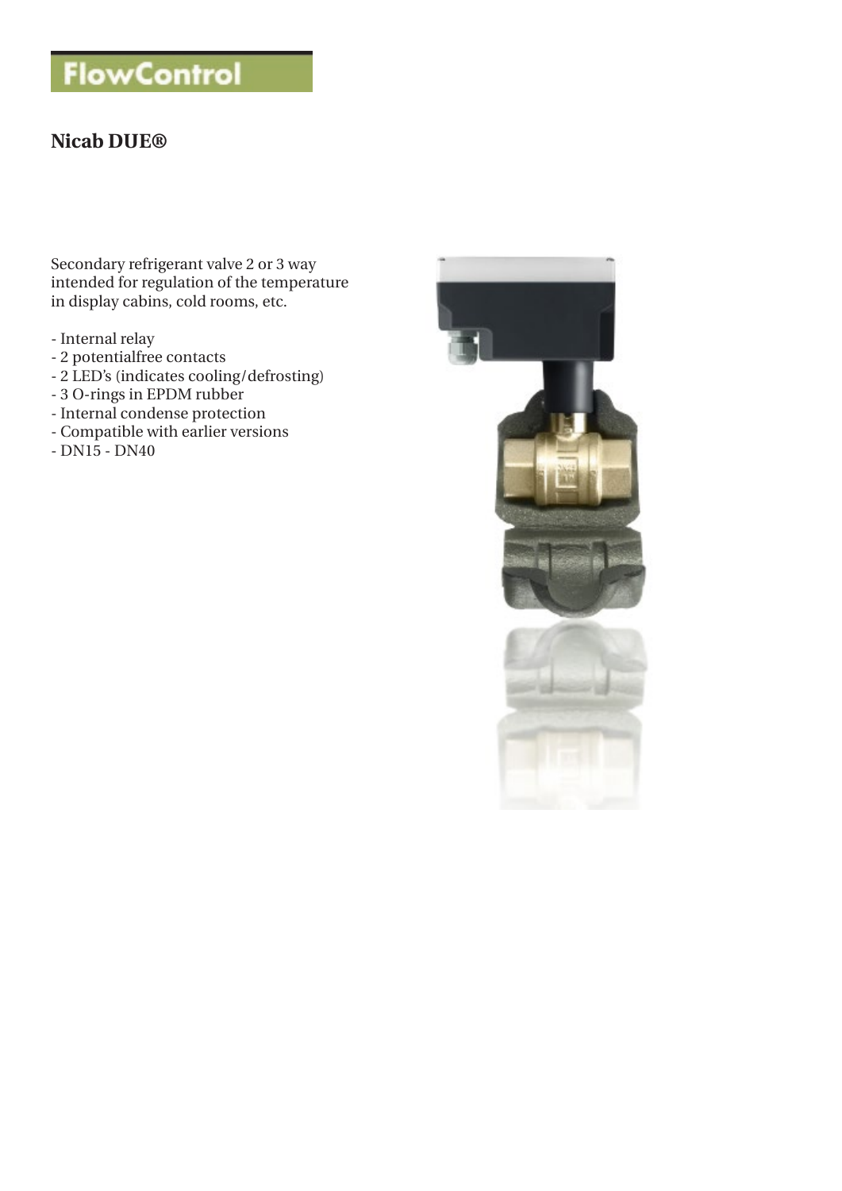# FlowControl

## Nicab DUE®

Secondary refrigerant valve 2 or 3 way intended for regulation of the temperature in display cabins, cold rooms, etc.

- Internal relay
- 2 potentialfree contacts
- 2 LED's (indicates cooling/defrosting)
- 3 O-rings in EPDM rubber
- Internal condense protection
- Compatible with earlier versions
- DN15 - DN40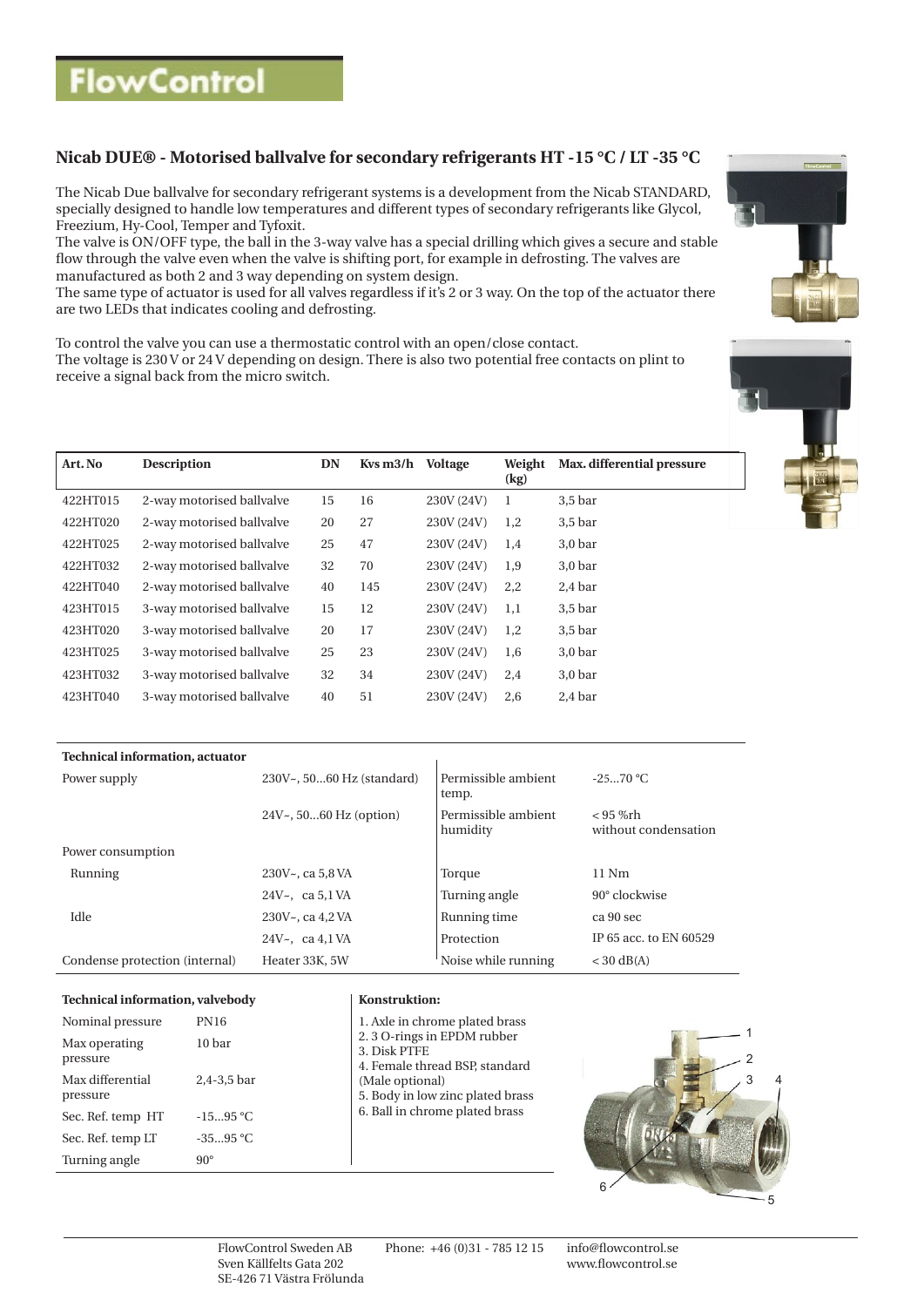# FlowControl

## Nicab DUE® - Motorised ballvalve for secondary refrigerants HT -15 °C / LT -35 °C

The Nicab Due ballvalve for secondary refrigerant systems is a development from the Nicab STANDARD, specially designed to handle low temperatures and different types of secondary refrigerants like Glycol, Freezium, Hy-Cool, Temper and Tyfoxit.
The valve is ON/OFF type, the ball in the 3-way valve has a special drilling which gives a secure and stable flow through the valve even when the valve is shifting port, for example in defrosting. The valves are manufactured as both 2 and 3 way depending on system design.
The same type of actuator is used for all valves regardless if it's 2 or 3 way. On the top of the actuator there are two LEDs that indicates cooling and defrosting.

To control the valve you can use a thermostatic control with an open/close contact.
The voltage is 230 V or 24 V depending on design. There is also two potential free contacts on plint to receive a signal back from the micro switch.

| Art. No | Description | DN | Kvs m3/h | Voltage | Weight (kg) | Max. differential pressure |
|---|---|---|---|---|---|---|
| 422HT015 | 2-way motorised ballvalve | 15 | 16 | 230V (24V) | 1 | 3,5 bar |
| 422HT020 | 2-way motorised ballvalve | 20 | 27 | 230V (24V) | 1,2 | 3,5 bar |
| 422HT025 | 2-way motorised ballvalve | 25 | 47 | 230V (24V) | 1,4 | 3,0 bar |
| 422HT032 | 2-way motorised ballvalve | 32 | 70 | 230V (24V) | 1,9 | 3,0 bar |
| 422HT040 | 2-way motorised ballvalve | 40 | 145 | 230V (24V) | 2,2 | 2,4 bar |
| 423HT015 | 3-way motorised ballvalve | 15 | 12 | 230V (24V) | 1,1 | 3,5 bar |
| 423HT020 | 3-way motorised ballvalve | 20 | 17 | 230V (24V) | 1,2 | 3,5 bar |
| 423HT025 | 3-way motorised ballvalve | 25 | 23 | 230V (24V) | 1,6 | 3,0 bar |
| 423HT032 | 3-way motorised ballvalve | 32 | 34 | 230V (24V) | 2,4 | 3,0 bar |
| 423HT040 | 3-way motorised ballvalve | 40 | 51 | 230V (24V) | 2,6 | 2,4 bar |

| Technical information, actuator | | | |
|---|---|---|---|
| Power supply | 230V~, 50...60 Hz (standard) | Permissible ambient temp. | -25...70 °C |
| | 24V~, 50...60 Hz (option) | Permissible ambient humidity | < 95 %rh without condensation |
| Power consumption | | | |
| Running | 230V~, ca 5,8 VA | Torque | 11 Nm |
| | 24V~, ca 5,1 VA | Turning angle | 90° clockwise |
| Idle | 230V~, ca 4,2 VA | Running time | ca 90 sec |
| | 24V~, ca 4,1 VA | Protection | IP 65 acc. to EN 60529 |
| Condense protection (internal) | Heater 33K, 5W | Noise while running | < 30 dB(A) |

| Technical information, valvebody | |
|---|---|
| Nominal pressure | PN16 |
| Max operating pressure | 10 bar |
| Max differential pressure | 2,4-3,5 bar |
| Sec. Ref. temp HT | -15...95 °C |
| Sec. Ref. temp LT | -35...95 °C |
| Turning angle | 90° |

**Konstruktion:**

1. Axle in chrome plated brass
2. 3 O-rings in EPDM rubber
3. Disk PTFE
4. Female thread BSP, standard (Male optional)
5. Body in low zinc plated brass
6. Ball in chrome plated brass

FlowControl Sweden AB
Sven Källfelts Gata 202
SE-426 71 Västra Frölunda

Phone: +46 (0)31 - 785 12 15

info@flowcontrol.se
www.flowcontrol.se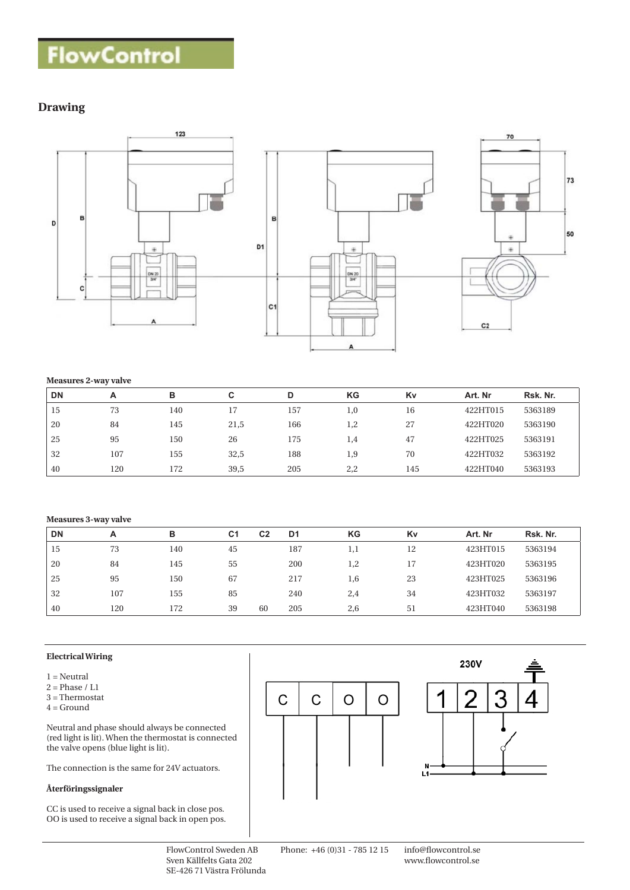# FlowControl

## Drawing

123

70

73

50

D

B

C

A

D1

B

C1

A

C2

**Measures 2-way valve**

| DN | A | B | C | D | KG | Kv | Art. Nr | Rsk. Nr. |
|---|---|---|---|---|---|---|---|---|
| 15 | 73 | 140 | 17 | 157 | 1,0 | 16 | 422HT015 | 5363189 |
| 20 | 84 | 145 | 21,5 | 166 | 1,2 | 27 | 422HT020 | 5363190 |
| 25 | 95 | 150 | 26 | 175 | 1,4 | 47 | 422HT025 | 5363191 |
| 32 | 107 | 155 | 32,5 | 188 | 1,9 | 70 | 422HT032 | 5363192 |
| 40 | 120 | 172 | 39,5 | 205 | 2,2 | 145 | 422HT040 | 5363193 |

**Measures 3-way valve**

| DN | A | B | C1 | C2 | D1 | KG | Kv | Art. Nr | Rsk. Nr. |
|---|---|---|---|---|---|---|---|---|---|
| 15 | 73 | 140 | 45 | | 187 | 1,1 | 12 | 423HT015 | 5363194 |
| 20 | 84 | 145 | 55 | | 200 | 1,2 | 17 | 423HT020 | 5363195 |
| 25 | 95 | 150 | 67 | | 217 | 1,6 | 23 | 423HT025 | 5363196 |
| 32 | 107 | 155 | 85 | | 240 | 2,4 | 34 | 423HT032 | 5363197 |
| 40 | 120 | 172 | 39 | 60 | 205 | 2,6 | 51 | 423HT040 | 5363198 |

**Electrical Wiring**

1 = Neutral
2 = Phase / L1
3 = Thermostat
4 = Ground

Neutral and phase should always be connected (red light is lit). When the thermostat is connected the valve opens (blue light is lit).

The connection is the same for 24V actuators.

**Återföringssignaler**

CC is used to receive a signal back in close pos.
OO is used to receive a signal back in open pos.

230V

C C O O

1 2 3 4

N
L1

FlowControl Sweden AB
Sven Källfelts Gata 202
SE-426 71 Västra Frölunda

Phone: +46 (0)31 - 785 12 15

info@flowcontrol.se
www.flowcontrol.se